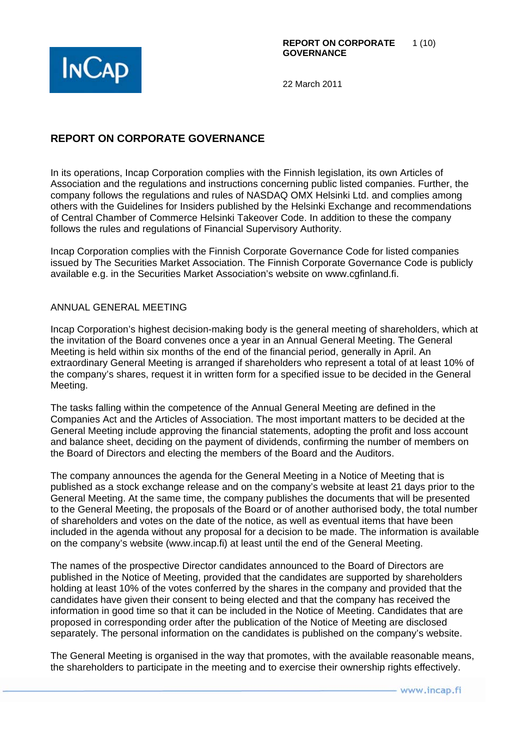# REPORT ON CORPORATE GOVERNANCE

22 March 2011

## REPORT ON CORPORATE GOVERNANCE

In its operations, Incap Corporation complies with the Finnish legislation, its own Articles of Association and the regulations and instructions concerning public listed companies. Further, the company follows the regulations and rules of NASDAQ OMX Helsinki Ltd. and complies among others with the Guidelines for Insiders published by the Helsinki Exchange and recommendations of Central Chamber of Commerce Helsinki Takeover Code. In addition to these the company follows the rules and regulations of Financial Supervisory Authority.

Incap Corporation complies with the Finnish Corporate Governance Code for listed companies issued by The Securities Market Association. The Finnish Corporate Governance Code is publicly available e.g. in the Securities Market Association's website on www.cgfinland.fi.

### ANNUAL GENERAL MEETING

Incap Corporation's highest decision-making body is the general meeting of shareholders, which at the invitation of the Board convenes once a year in an Annual General Meeting. The General Meeting is held within six months of the end of the financial period, generally in April. An extraordinary General Meeting is arranged if shareholders who represent a total of at least 10% of the company's shares, request it in written form for a specified issue to be decided in the General Meeting.

The tasks falling within the competence of the Annual General Meeting are defined in the Companies Act and the Articles of Association. The most important matters to be decided at the General Meeting include approving the financial statements, adopting the profit and loss account and balance sheet, deciding on the payment of dividends, confirming the number of members on the Board of Directors and electing the members of the Board and the Auditors.

The company announces the agenda for the General Meeting in a Notice of Meeting that is published as a stock exchange release and on the company's website at least 21 days prior to the General Meeting. At the same time, the company publishes the documents that will be presented to the General Meeting, the proposals of the Board or of another authorised body, the total number of shareholders and votes on the date of the notice, as well as eventual items that have been included in the agenda without any proposal for a decision to be made. The information is available on the company's website (www.incap.fi) at least until the end of the General Meeting.

The names of the prospective Director candidates announced to the Board of Directors are published in the Notice of Meeting, provided that the candidates are supported by shareholders holding at least 10% of the votes conferred by the shares in the company and provided that the candidates have given their consent to being elected and that the company has received the information in good time so that it can be included in the Notice of Meeting. Candidates that are proposed in corresponding order after the publication of the Notice of Meeting are disclosed separately. The personal information on the candidates is published on the company's website.

The General Meeting is organised in the way that promotes, with the available reasonable means, the shareholders to participate in the meeting and to exercise their ownership rights effectively.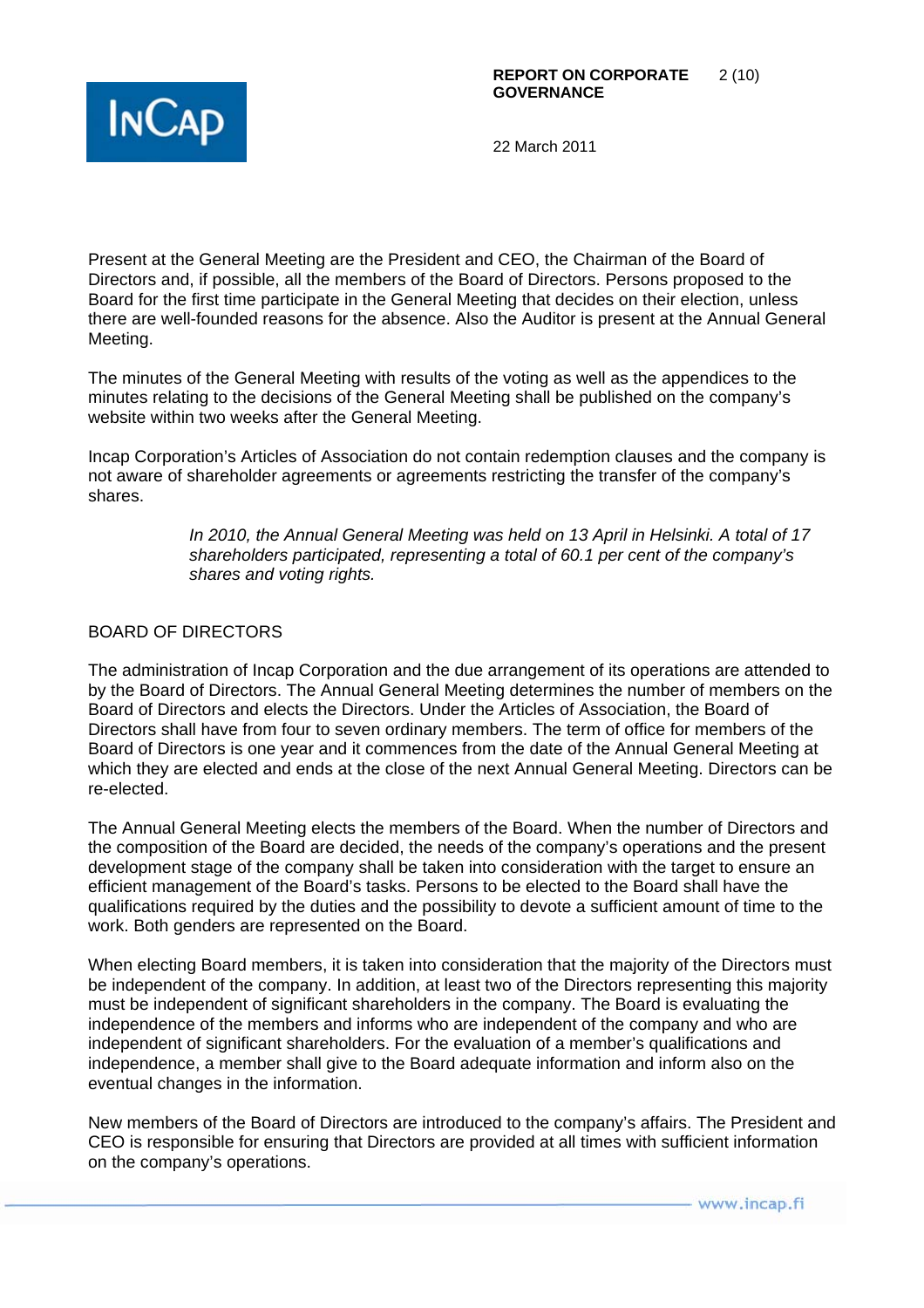Present at the General Meeting are the President and CEO, the Chairman of the Board of Directors and, if possible, all the members of the Board of Directors. Persons proposed to the Board for the first time participate in the General Meeting that decides on their election, unless there are well-founded reasons for the absence. Also the Auditor is present at the Annual General Meeting.

The minutes of the General Meeting with results of the voting as well as the appendices to the minutes relating to the decisions of the General Meeting shall be published on the company's website within two weeks after the General Meeting.

Incap Corporation's Articles of Association do not contain redemption clauses and the company is not aware of shareholder agreements or agreements restricting the transfer of the company's shares.

> *In 2010, the Annual General Meeting was held on 13 April in Helsinki. A total of 17 shareholders participated, representing a total of 60.1 per cent of the company's shares and voting rights.*

## BOARD OF DIRECTORS

The administration of Incap Corporation and the due arrangement of its operations are attended to by the Board of Directors. The Annual General Meeting determines the number of members on the Board of Directors and elects the Directors. Under the Articles of Association, the Board of Directors shall have from four to seven ordinary members. The term of office for members of the Board of Directors is one year and it commences from the date of the Annual General Meeting at which they are elected and ends at the close of the next Annual General Meeting. Directors can be re-elected.

The Annual General Meeting elects the members of the Board. When the number of Directors and the composition of the Board are decided, the needs of the company's operations and the present development stage of the company shall be taken into consideration with the target to ensure an efficient management of the Board's tasks. Persons to be elected to the Board shall have the qualifications required by the duties and the possibility to devote a sufficient amount of time to the work. Both genders are represented on the Board.

When electing Board members, it is taken into consideration that the majority of the Directors must be independent of the company. In addition, at least two of the Directors representing this majority must be independent of significant shareholders in the company. The Board is evaluating the independence of the members and informs who are independent of the company and who are independent of significant shareholders. For the evaluation of a member's qualifications and independence, a member shall give to the Board adequate information and inform also on the eventual changes in the information.

New members of the Board of Directors are introduced to the company's affairs. The President and CEO is responsible for ensuring that Directors are provided at all times with sufficient information on the company's operations.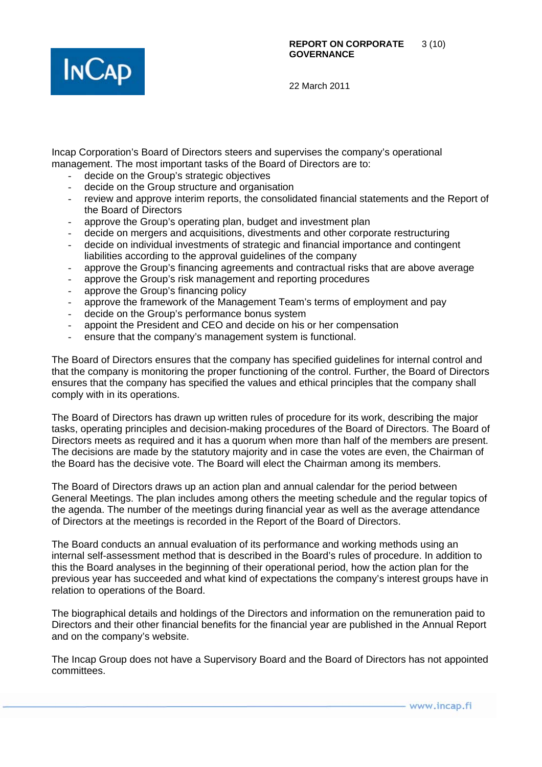Incap Corporation's Board of Directors steers and supervises the company's operational management. The most important tasks of the Board of Directors are to:

- decide on the Group's strategic objectives
- decide on the Group structure and organisation
- review and approve interim reports, the consolidated financial statements and the Report of the Board of Directors
- approve the Group's operating plan, budget and investment plan
- decide on mergers and acquisitions, divestments and other corporate restructuring
- decide on individual investments of strategic and financial importance and contingent liabilities according to the approval guidelines of the company
- approve the Group's financing agreements and contractual risks that are above average
- approve the Group's risk management and reporting procedures
- approve the Group's financing policy
- approve the framework of the Management Team's terms of employment and pay
- decide on the Group's performance bonus system
- appoint the President and CEO and decide on his or her compensation
- ensure that the company's management system is functional.

The Board of Directors ensures that the company has specified guidelines for internal control and that the company is monitoring the proper functioning of the control. Further, the Board of Directors ensures that the company has specified the values and ethical principles that the company shall comply with in its operations.

The Board of Directors has drawn up written rules of procedure for its work, describing the major tasks, operating principles and decision-making procedures of the Board of Directors. The Board of Directors meets as required and it has a quorum when more than half of the members are present. The decisions are made by the statutory majority and in case the votes are even, the Chairman of the Board has the decisive vote. The Board will elect the Chairman among its members.

The Board of Directors draws up an action plan and annual calendar for the period between General Meetings. The plan includes among others the meeting schedule and the regular topics of the agenda. The number of the meetings during financial year as well as the average attendance of Directors at the meetings is recorded in the Report of the Board of Directors.

The Board conducts an annual evaluation of its performance and working methods using an internal self-assessment method that is described in the Board's rules of procedure. In addition to this the Board analyses in the beginning of their operational period, how the action plan for the previous year has succeeded and what kind of expectations the company's interest groups have in relation to operations of the Board.

The biographical details and holdings of the Directors and information on the remuneration paid to Directors and their other financial benefits for the financial year are published in the Annual Report and on the company's website.

The Incap Group does not have a Supervisory Board and the Board of Directors has not appointed committees.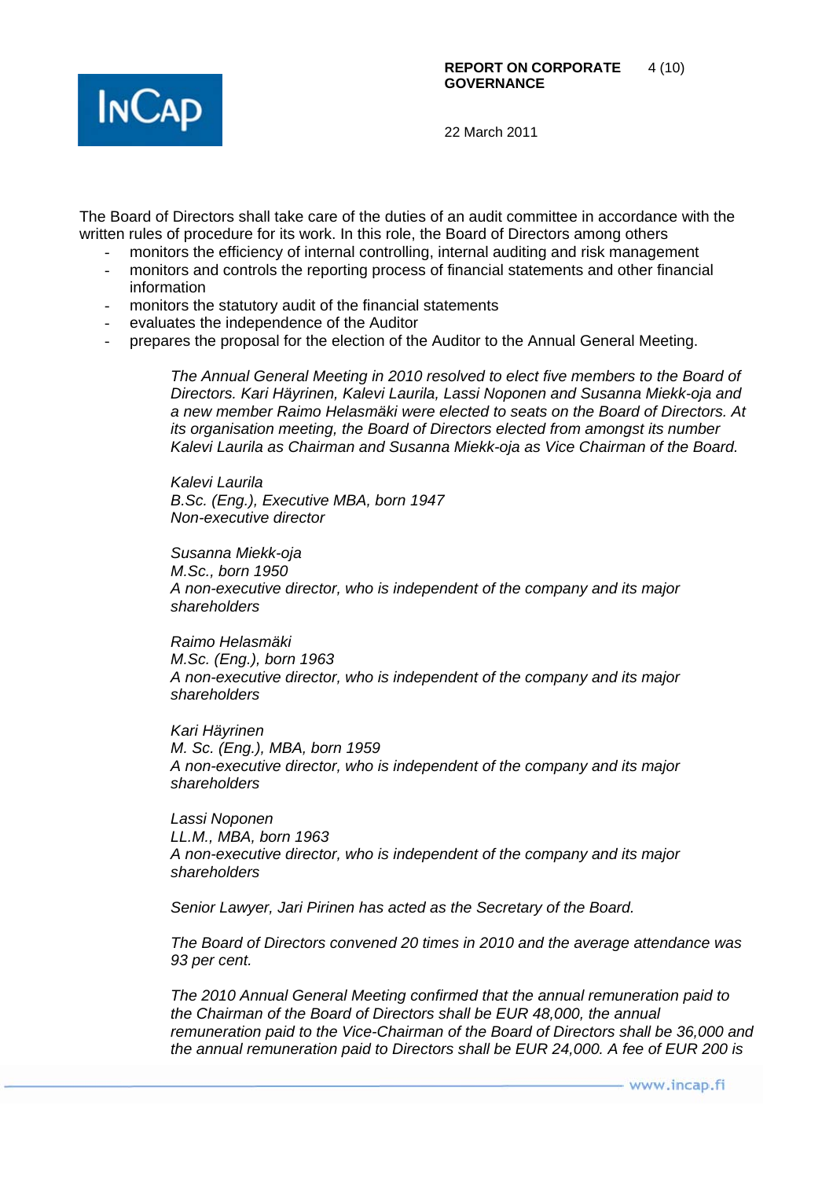The Board of Directors shall take care of the duties of an audit committee in accordance with the written rules of procedure for its work. In this role, the Board of Directors among others

- monitors the efficiency of internal controlling, internal auditing and risk management
- monitors and controls the reporting process of financial statements and other financial information
- monitors the statutory audit of the financial statements
- evaluates the independence of the Auditor
- prepares the proposal for the election of the Auditor to the Annual General Meeting.

*The Annual General Meeting in 2010 resolved to elect five members to the Board of Directors. Kari Häyrinen, Kalevi Laurila, Lassi Noponen and Susanna Miekk-oja and a new member Raimo Helasmäki were elected to seats on the Board of Directors. At its organisation meeting, the Board of Directors elected from amongst its number Kalevi Laurila as Chairman and Susanna Miekk-oja as Vice Chairman of the Board.*

*Kalevi Laurila*
*B.Sc. (Eng.), Executive MBA, born 1947*
*Non-executive director*

*Susanna Miekk-oja*
*M.Sc., born 1950*
*A non-executive director, who is independent of the company and its major shareholders*

*Raimo Helasmäki*
*M.Sc. (Eng.), born 1963*
*A non-executive director, who is independent of the company and its major shareholders*

*Kari Häyrinen*
*M. Sc. (Eng.), MBA, born 1959*
*A non-executive director, who is independent of the company and its major shareholders*

*Lassi Noponen*
*LL.M., MBA, born 1963*
*A non-executive director, who is independent of the company and its major shareholders*

*Senior Lawyer, Jari Pirinen has acted as the Secretary of the Board.*

*The Board of Directors convened 20 times in 2010 and the average attendance was 93 per cent.*

*The 2010 Annual General Meeting confirmed that the annual remuneration paid to the Chairman of the Board of Directors shall be EUR 48,000, the annual remuneration paid to the Vice-Chairman of the Board of Directors shall be 36,000 and the annual remuneration paid to Directors shall be EUR 24,000. A fee of EUR 200 is*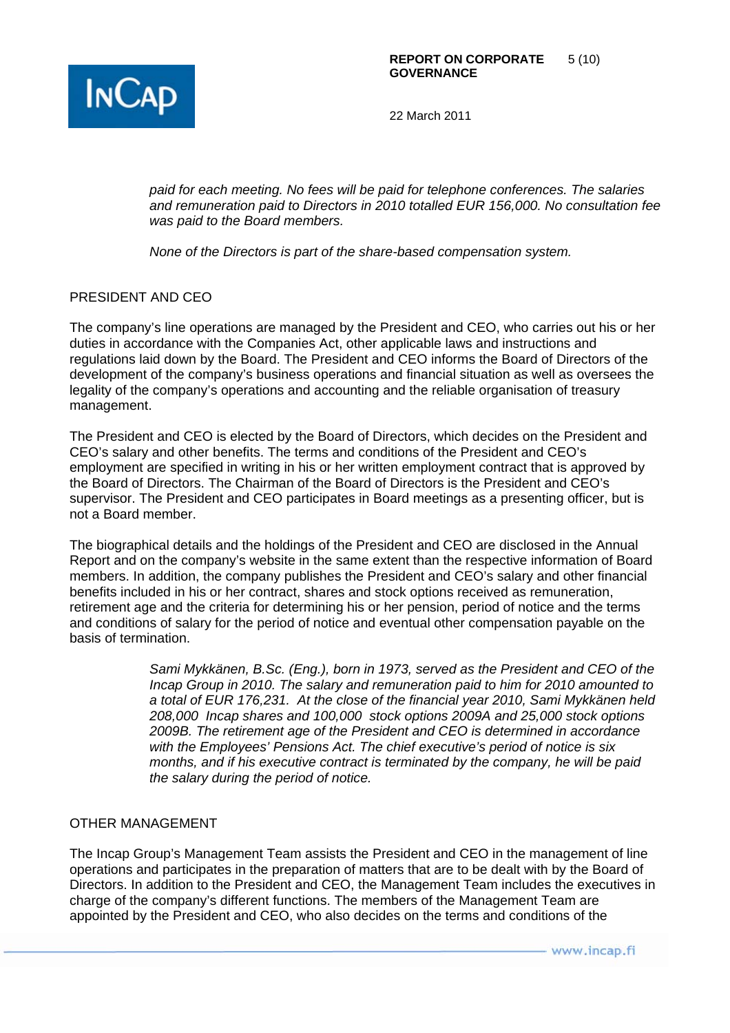*paid for each meeting. No fees will be paid for telephone conferences. The salaries and remuneration paid to Directors in 2010 totalled EUR 156,000. No consultation fee was paid to the Board members.*

*None of the Directors is part of the share-based compensation system.*

## PRESIDENT AND CEO

The company's line operations are managed by the President and CEO, who carries out his or her duties in accordance with the Companies Act, other applicable laws and instructions and regulations laid down by the Board. The President and CEO informs the Board of Directors of the development of the company's business operations and financial situation as well as oversees the legality of the company's operations and accounting and the reliable organisation of treasury management.

The President and CEO is elected by the Board of Directors, which decides on the President and CEO's salary and other benefits. The terms and conditions of the President and CEO's employment are specified in writing in his or her written employment contract that is approved by the Board of Directors. The Chairman of the Board of Directors is the President and CEO's supervisor. The President and CEO participates in Board meetings as a presenting officer, but is not a Board member.

The biographical details and the holdings of the President and CEO are disclosed in the Annual Report and on the company's website in the same extent than the respective information of Board members. In addition, the company publishes the President and CEO's salary and other financial benefits included in his or her contract, shares and stock options received as remuneration, retirement age and the criteria for determining his or her pension, period of notice and the terms and conditions of salary for the period of notice and eventual other compensation payable on the basis of termination.

*Sami Mykkänen, B.Sc. (Eng.), born in 1973, served as the President and CEO of the Incap Group in 2010. The salary and remuneration paid to him for 2010 amounted to a total of EUR 176,231. At the close of the financial year 2010, Sami Mykkänen held 208,000 Incap shares and 100,000 stock options 2009A and 25,000 stock options 2009B. The retirement age of the President and CEO is determined in accordance with the Employees' Pensions Act. The chief executive's period of notice is six months, and if his executive contract is terminated by the company, he will be paid the salary during the period of notice.*

## OTHER MANAGEMENT

The Incap Group's Management Team assists the President and CEO in the management of line operations and participates in the preparation of matters that are to be dealt with by the Board of Directors. In addition to the President and CEO, the Management Team includes the executives in charge of the company's different functions. The members of the Management Team are appointed by the President and CEO, who also decides on the terms and conditions of the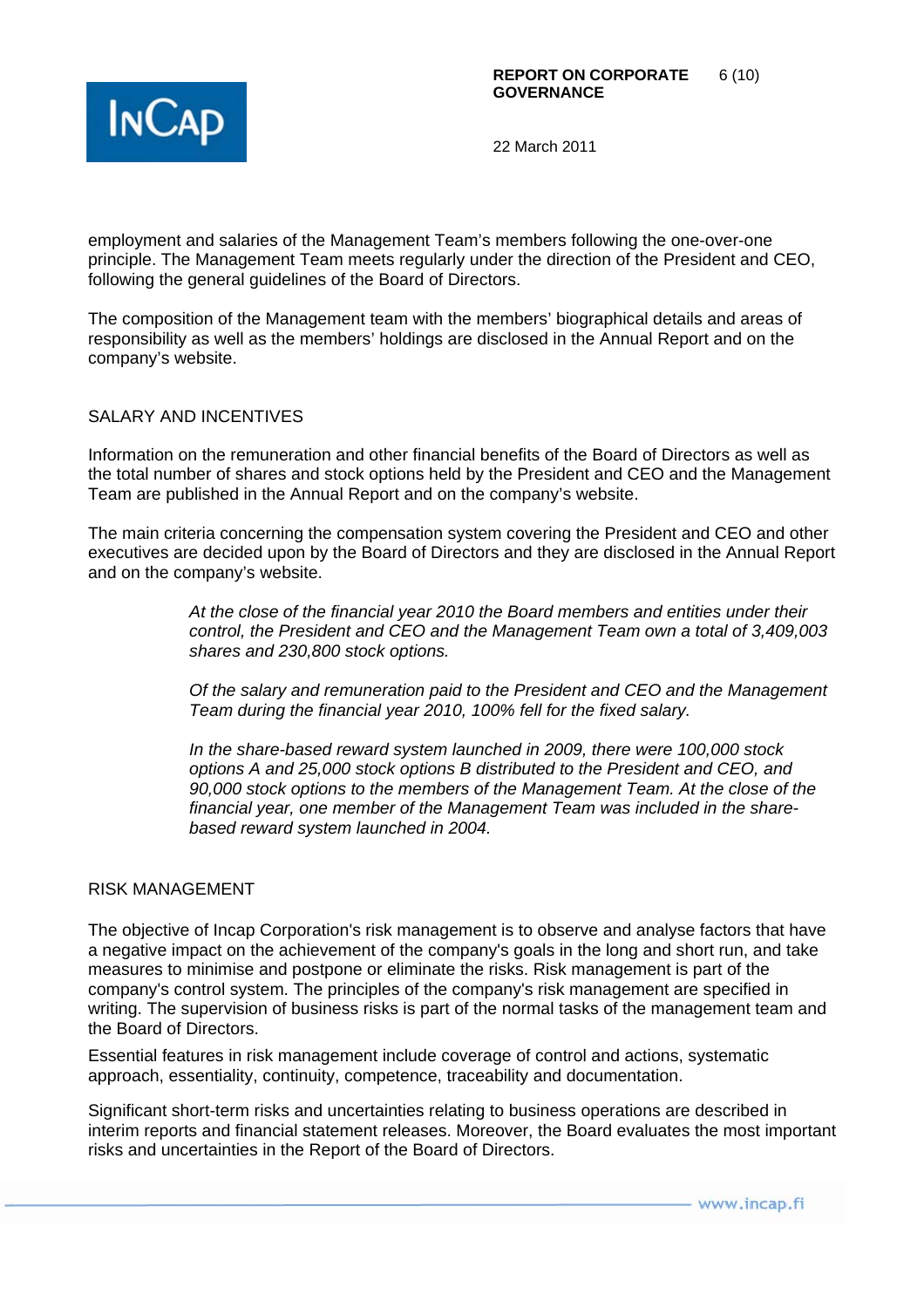employment and salaries of the Management Team's members following the one-over-one principle. The Management Team meets regularly under the direction of the President and CEO, following the general guidelines of the Board of Directors.

The composition of the Management team with the members' biographical details and areas of responsibility as well as the members' holdings are disclosed in the Annual Report and on the company's website.

## SALARY AND INCENTIVES

Information on the remuneration and other financial benefits of the Board of Directors as well as the total number of shares and stock options held by the President and CEO and the Management Team are published in the Annual Report and on the company's website.

The main criteria concerning the compensation system covering the President and CEO and other executives are decided upon by the Board of Directors and they are disclosed in the Annual Report and on the company's website.

> *At the close of the financial year 2010 the Board members and entities under their control, the President and CEO and the Management Team own a total of 3,409,003 shares and 230,800 stock options.*
>
> *Of the salary and remuneration paid to the President and CEO and the Management Team during the financial year 2010, 100% fell for the fixed salary.*
>
> *In the share-based reward system launched in 2009, there were 100,000 stock options A and 25,000 stock options B distributed to the President and CEO, and 90,000 stock options to the members of the Management Team. At the close of the financial year, one member of the Management Team was included in the share-based reward system launched in 2004.*

## RISK MANAGEMENT

The objective of Incap Corporation's risk management is to observe and analyse factors that have a negative impact on the achievement of the company's goals in the long and short run, and take measures to minimise and postpone or eliminate the risks. Risk management is part of the company's control system. The principles of the company's risk management are specified in writing. The supervision of business risks is part of the normal tasks of the management team and the Board of Directors.

Essential features in risk management include coverage of control and actions, systematic approach, essentiality, continuity, competence, traceability and documentation.

Significant short-term risks and uncertainties relating to business operations are described in interim reports and financial statement releases. Moreover, the Board evaluates the most important risks and uncertainties in the Report of the Board of Directors.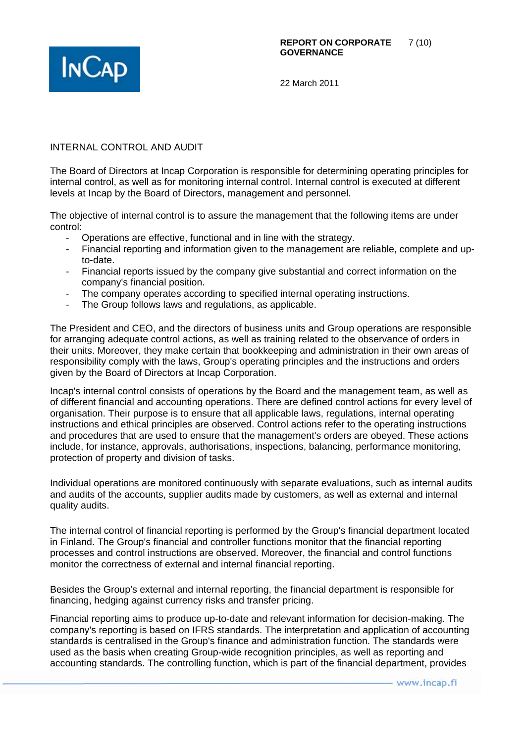## INTERNAL CONTROL AND AUDIT

The Board of Directors at Incap Corporation is responsible for determining operating principles for internal control, as well as for monitoring internal control. Internal control is executed at different levels at Incap by the Board of Directors, management and personnel.

The objective of internal control is to assure the management that the following items are under control:

- Operations are effective, functional and in line with the strategy.
- Financial reporting and information given to the management are reliable, complete and up-to-date.
- Financial reports issued by the company give substantial and correct information on the company's financial position.
- The company operates according to specified internal operating instructions.
- The Group follows laws and regulations, as applicable.

The President and CEO, and the directors of business units and Group operations are responsible for arranging adequate control actions, as well as training related to the observance of orders in their units. Moreover, they make certain that bookkeeping and administration in their own areas of responsibility comply with the laws, Group's operating principles and the instructions and orders given by the Board of Directors at Incap Corporation.

Incap's internal control consists of operations by the Board and the management team, as well as of different financial and accounting operations. There are defined control actions for every level of organisation. Their purpose is to ensure that all applicable laws, regulations, internal operating instructions and ethical principles are observed. Control actions refer to the operating instructions and procedures that are used to ensure that the management's orders are obeyed. These actions include, for instance, approvals, authorisations, inspections, balancing, performance monitoring, protection of property and division of tasks.

Individual operations are monitored continuously with separate evaluations, such as internal audits and audits of the accounts, supplier audits made by customers, as well as external and internal quality audits.

The internal control of financial reporting is performed by the Group's financial department located in Finland. The Group's financial and controller functions monitor that the financial reporting processes and control instructions are observed. Moreover, the financial and control functions monitor the correctness of external and internal financial reporting.

Besides the Group's external and internal reporting, the financial department is responsible for financing, hedging against currency risks and transfer pricing.

Financial reporting aims to produce up-to-date and relevant information for decision-making. The company's reporting is based on IFRS standards. The interpretation and application of accounting standards is centralised in the Group's finance and administration function. The standards were used as the basis when creating Group-wide recognition principles, as well as reporting and accounting standards. The controlling function, which is part of the financial department, provides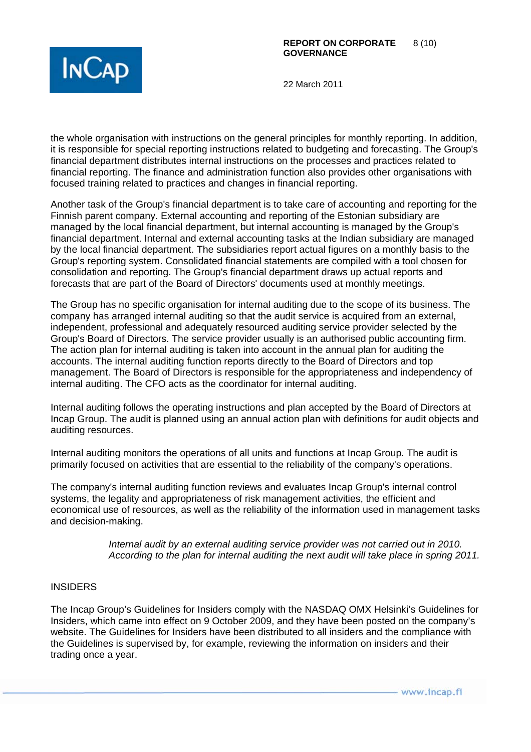the whole organisation with instructions on the general principles for monthly reporting. In addition, it is responsible for special reporting instructions related to budgeting and forecasting. The Group's financial department distributes internal instructions on the processes and practices related to financial reporting. The finance and administration function also provides other organisations with focused training related to practices and changes in financial reporting.

Another task of the Group's financial department is to take care of accounting and reporting for the Finnish parent company. External accounting and reporting of the Estonian subsidiary are managed by the local financial department, but internal accounting is managed by the Group's financial department. Internal and external accounting tasks at the Indian subsidiary are managed by the local financial department. The subsidiaries report actual figures on a monthly basis to the Group's reporting system. Consolidated financial statements are compiled with a tool chosen for consolidation and reporting. The Group's financial department draws up actual reports and forecasts that are part of the Board of Directors' documents used at monthly meetings.

The Group has no specific organisation for internal auditing due to the scope of its business. The company has arranged internal auditing so that the audit service is acquired from an external, independent, professional and adequately resourced auditing service provider selected by the Group's Board of Directors. The service provider usually is an authorised public accounting firm. The action plan for internal auditing is taken into account in the annual plan for auditing the accounts. The internal auditing function reports directly to the Board of Directors and top management. The Board of Directors is responsible for the appropriateness and independency of internal auditing. The CFO acts as the coordinator for internal auditing.

Internal auditing follows the operating instructions and plan accepted by the Board of Directors at Incap Group. The audit is planned using an annual action plan with definitions for audit objects and auditing resources.

Internal auditing monitors the operations of all units and functions at Incap Group. The audit is primarily focused on activities that are essential to the reliability of the company's operations.

The company's internal auditing function reviews and evaluates Incap Group's internal control systems, the legality and appropriateness of risk management activities, the efficient and economical use of resources, as well as the reliability of the information used in management tasks and decision-making.

*Internal audit by an external auditing service provider was not carried out in 2010. According to the plan for internal auditing the next audit will take place in spring 2011.*

## INSIDERS

The Incap Group's Guidelines for Insiders comply with the NASDAQ OMX Helsinki's Guidelines for Insiders, which came into effect on 9 October 2009, and they have been posted on the company's website. The Guidelines for Insiders have been distributed to all insiders and the compliance with the Guidelines is supervised by, for example, reviewing the information on insiders and their trading once a year.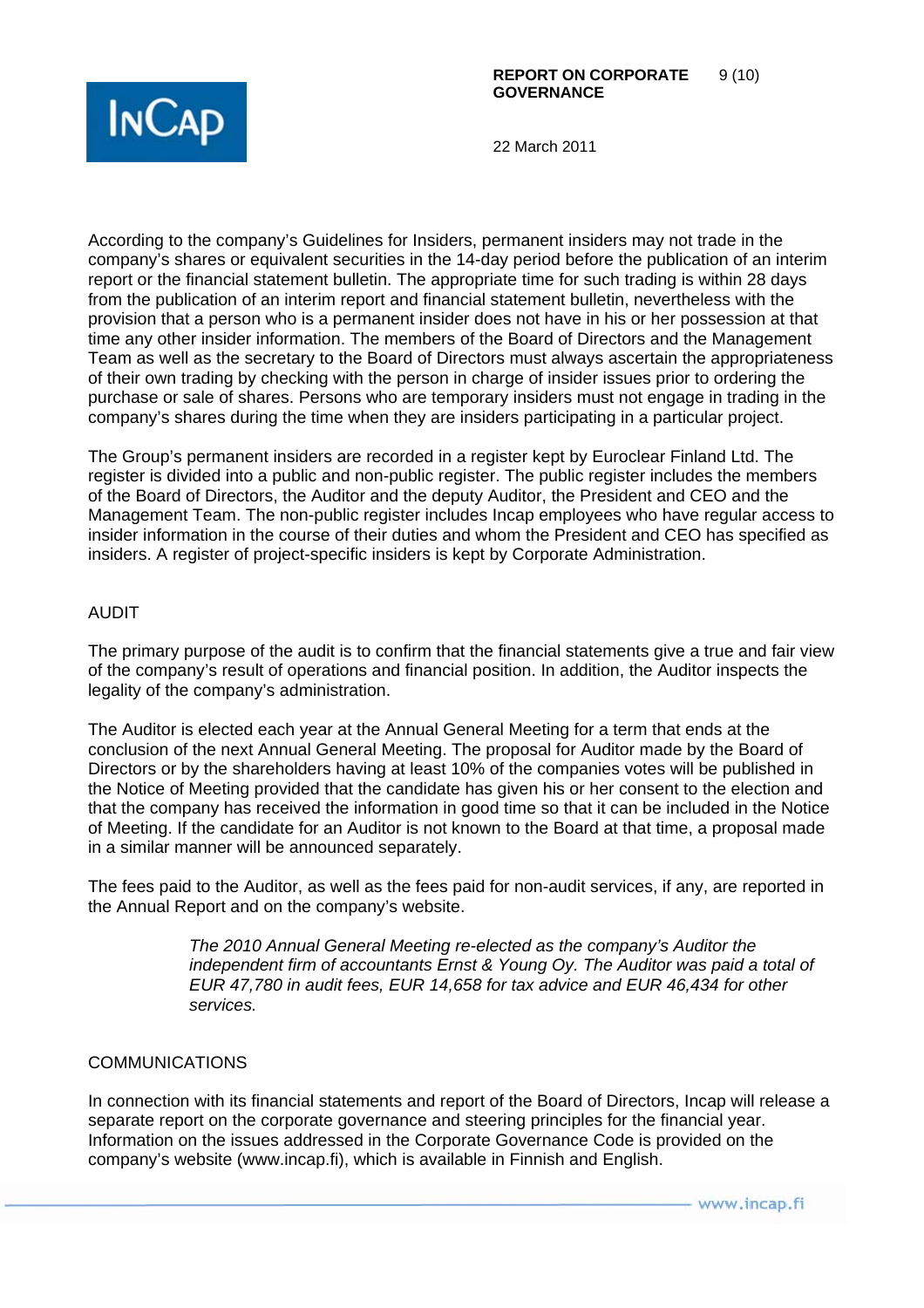According to the company's Guidelines for Insiders, permanent insiders may not trade in the company's shares or equivalent securities in the 14-day period before the publication of an interim report or the financial statement bulletin. The appropriate time for such trading is within 28 days from the publication of an interim report and financial statement bulletin, nevertheless with the provision that a person who is a permanent insider does not have in his or her possession at that time any other insider information. The members of the Board of Directors and the Management Team as well as the secretary to the Board of Directors must always ascertain the appropriateness of their own trading by checking with the person in charge of insider issues prior to ordering the purchase or sale of shares. Persons who are temporary insiders must not engage in trading in the company's shares during the time when they are insiders participating in a particular project.

The Group's permanent insiders are recorded in a register kept by Euroclear Finland Ltd. The register is divided into a public and non-public register. The public register includes the members of the Board of Directors, the Auditor and the deputy Auditor, the President and CEO and the Management Team. The non-public register includes Incap employees who have regular access to insider information in the course of their duties and whom the President and CEO has specified as insiders. A register of project-specific insiders is kept by Corporate Administration.

## AUDIT

The primary purpose of the audit is to confirm that the financial statements give a true and fair view of the company's result of operations and financial position. In addition, the Auditor inspects the legality of the company's administration.

The Auditor is elected each year at the Annual General Meeting for a term that ends at the conclusion of the next Annual General Meeting. The proposal for Auditor made by the Board of Directors or by the shareholders having at least 10% of the companies votes will be published in the Notice of Meeting provided that the candidate has given his or her consent to the election and that the company has received the information in good time so that it can be included in the Notice of Meeting. If the candidate for an Auditor is not known to the Board at that time, a proposal made in a similar manner will be announced separately.

The fees paid to the Auditor, as well as the fees paid for non-audit services, if any, are reported in the Annual Report and on the company's website.

> *The 2010 Annual General Meeting re-elected as the company's Auditor the independent firm of accountants Ernst & Young Oy. The Auditor was paid a total of EUR 47,780 in audit fees, EUR 14,658 for tax advice and EUR 46,434 for other services.*

## COMMUNICATIONS

In connection with its financial statements and report of the Board of Directors, Incap will release a separate report on the corporate governance and steering principles for the financial year. Information on the issues addressed in the Corporate Governance Code is provided on the company's website (www.incap.fi), which is available in Finnish and English.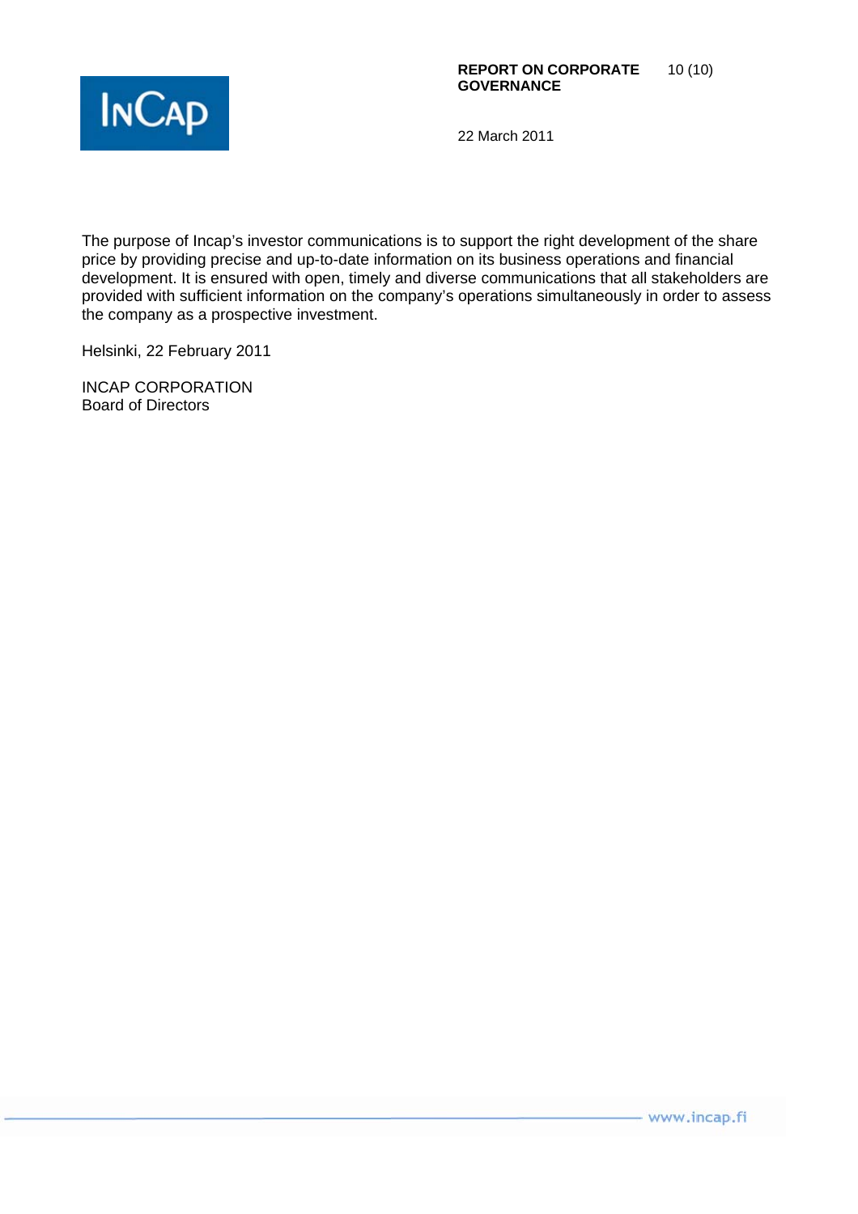The purpose of Incap's investor communications is to support the right development of the share price by providing precise and up-to-date information on its business operations and financial development. It is ensured with open, timely and diverse communications that all stakeholders are provided with sufficient information on the company's operations simultaneously in order to assess the company as a prospective investment.

Helsinki, 22 February 2011

INCAP CORPORATION
Board of Directors